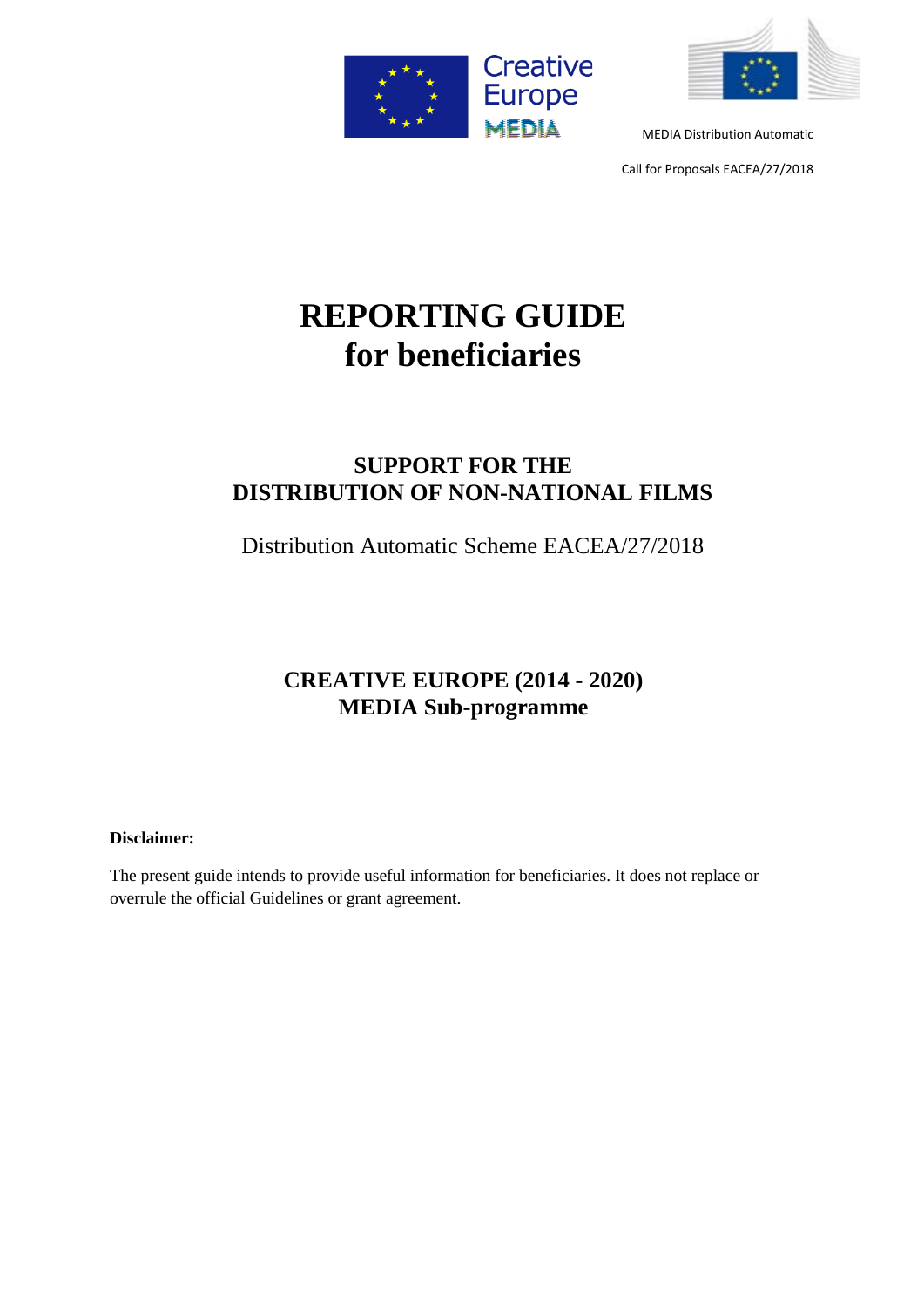MEDIA Distribution Automatic

Call for Proposals EACEA/27/2018

# REPORTING GUIDE for beneficiaries

## SUPPORT FOR THE DISTRIBUTION OF NON-NATIONAL FILMS

Distribution Automatic Scheme EACEA/27/2018

## CREATIVE EUROPE (2014 - 2020) MEDIA Sub-programme

**Disclaimer:**

The present guide intends to provide useful information for beneficiaries. It does not replace or overrule the official Guidelines or grant agreement.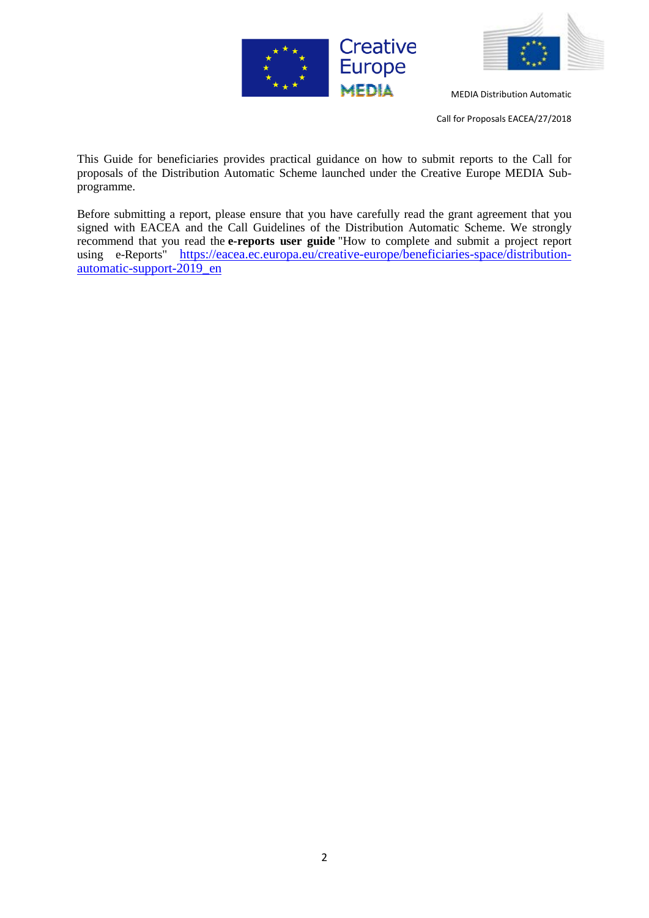This Guide for beneficiaries provides practical guidance on how to submit reports to the Call for proposals of the Distribution Automatic Scheme launched under the Creative Europe MEDIA Sub-programme.

Before submitting a report, please ensure that you have carefully read the grant agreement that you signed with EACEA and the Call Guidelines of the Distribution Automatic Scheme. We strongly recommend that you read the **e-reports user guide** "How to complete and submit a project report using e-Reports" https://eacea.ec.europa.eu/creative-europe/beneficiaries-space/distribution-automatic-support-2019_en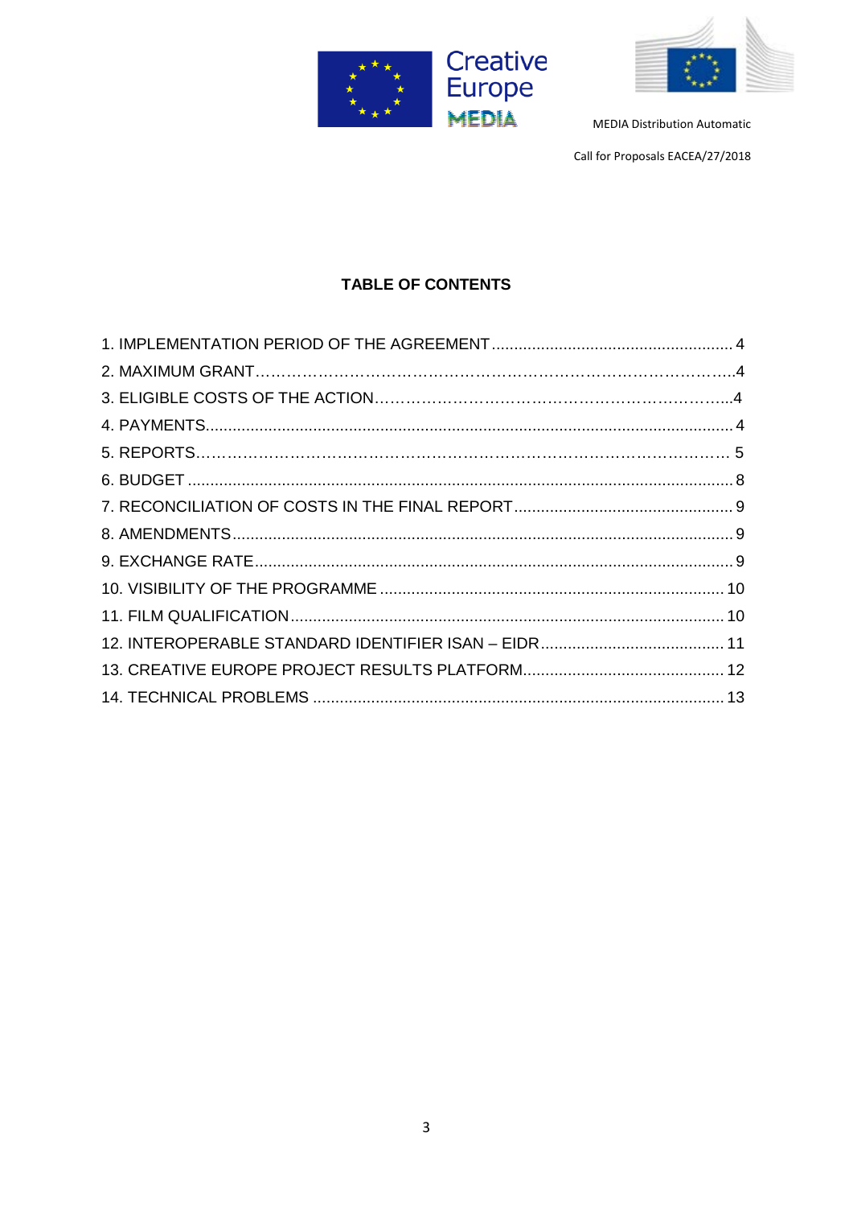MEDIA Distribution Automatic

Call for Proposals EACEA/27/2018

**TABLE OF CONTENTS**

1. IMPLEMENTATION PERIOD OF THE AGREEMENT ..................................................... 4
2. MAXIMUM GRANT…………………………………………………………………………..4
3. ELIGIBLE COSTS OF THE ACTION…………………………………………………….....4
4. PAYMENTS...................................................................................................................... 4
5. REPORTS…………………………………………………………………………………… 5
6. BUDGET .......................................................................................................................... 8
7. RECONCILIATION OF COSTS IN THE FINAL REPORT ................................................. 9
8. AMENDMENTS................................................................................................................ 9
9. EXCHANGE RATE............................................................................................................ 9
10. VISIBILITY OF THE PROGRAMME ............................................................................. 10
11. FILM QUALIFICATION ................................................................................................. 10
12. INTEROPERABLE STANDARD IDENTIFIER ISAN – EIDR......................................... 11
13. CREATIVE EUROPE PROJECT RESULTS PLATFORM............................................. 12
14. TECHNICAL PROBLEMS ............................................................................................ 13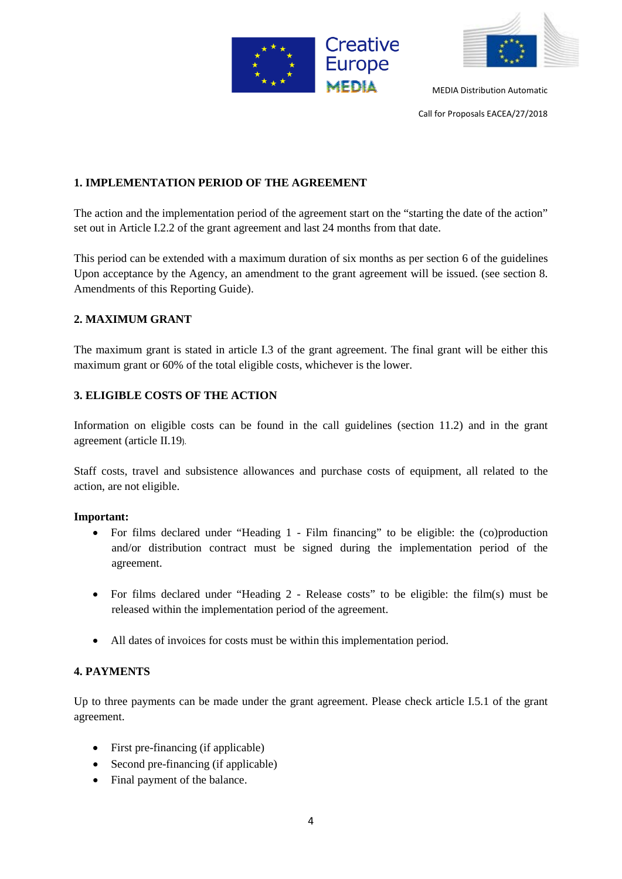## 1. IMPLEMENTATION PERIOD OF THE AGREEMENT

The action and the implementation period of the agreement start on the "starting the date of the action" set out in Article I.2.2 of the grant agreement and last 24 months from that date.

This period can be extended with a maximum duration of six months as per section 6 of the guidelines Upon acceptance by the Agency, an amendment to the grant agreement will be issued. (see section 8. Amendments of this Reporting Guide).

## 2. MAXIMUM GRANT

The maximum grant is stated in article I.3 of the grant agreement. The final grant will be either this maximum grant or 60% of the total eligible costs, whichever is the lower.

## 3. ELIGIBLE COSTS OF THE ACTION

Information on eligible costs can be found in the call guidelines (section 11.2) and in the grant agreement (article II.19).

Staff costs, travel and subsistence allowances and purchase costs of equipment, all related to the action, are not eligible.

**Important:**

- For films declared under "Heading 1 - Film financing" to be eligible: the (co)production and/or distribution contract must be signed during the implementation period of the agreement.
- For films declared under "Heading 2 - Release costs" to be eligible: the film(s) must be released within the implementation period of the agreement.
- All dates of invoices for costs must be within this implementation period.

## 4. PAYMENTS

Up to three payments can be made under the grant agreement. Please check article I.5.1 of the grant agreement.

- First pre-financing (if applicable)
- Second pre-financing (if applicable)
- Final payment of the balance.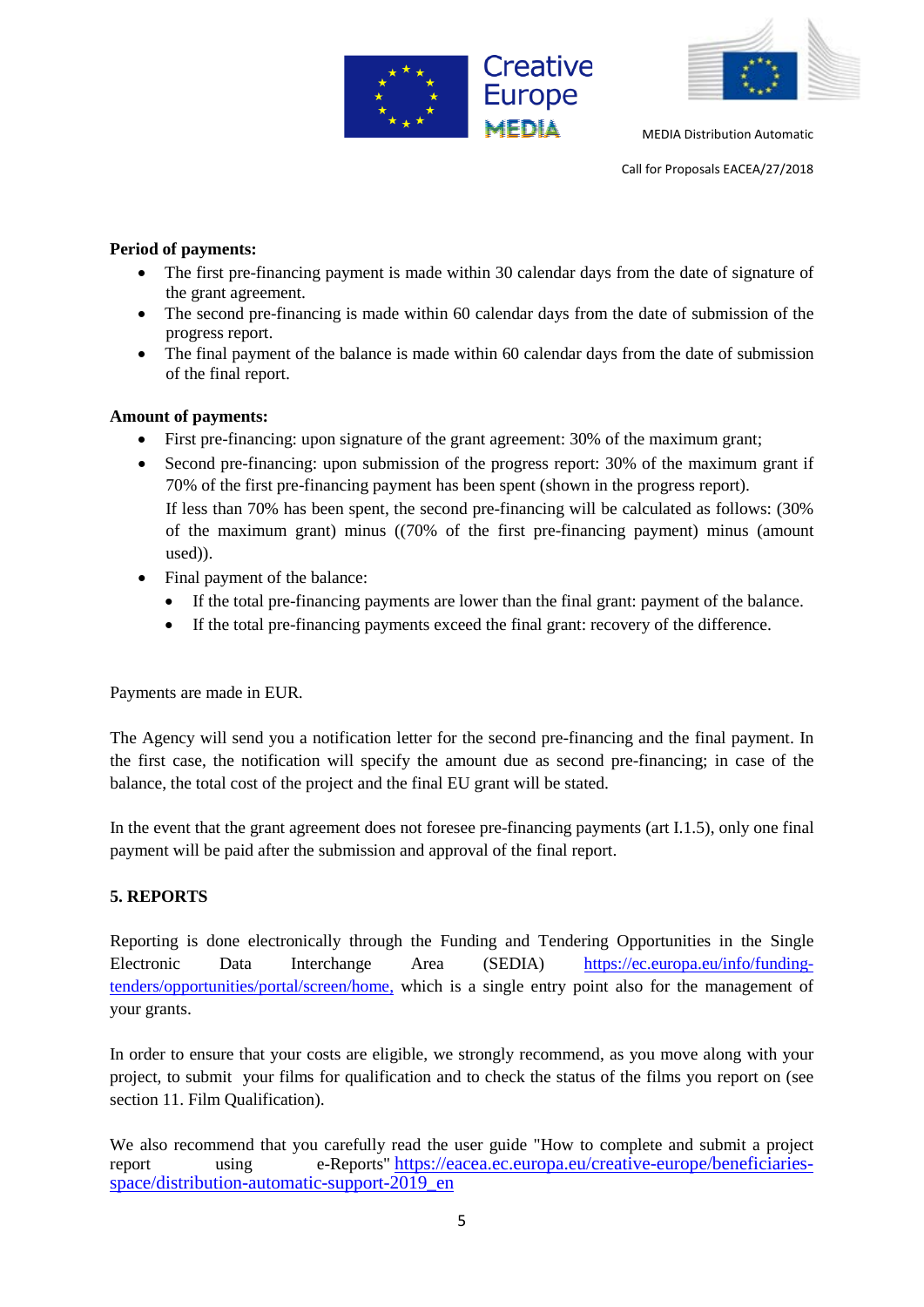**Period of payments:**

- The first pre-financing payment is made within 30 calendar days from the date of signature of the grant agreement.
- The second pre-financing is made within 60 calendar days from the date of submission of the progress report.
- The final payment of the balance is made within 60 calendar days from the date of submission of the final report.

**Amount of payments:**

- First pre-financing: upon signature of the grant agreement: 30% of the maximum grant;
- Second pre-financing: upon submission of the progress report: 30% of the maximum grant if 70% of the first pre-financing payment has been spent (shown in the progress report).
  If less than 70% has been spent, the second pre-financing will be calculated as follows: (30% of the maximum grant) minus ((70% of the first pre-financing payment) minus (amount used)).
- Final payment of the balance:
  - If the total pre-financing payments are lower than the final grant: payment of the balance.
  - If the total pre-financing payments exceed the final grant: recovery of the difference.

Payments are made in EUR.

The Agency will send you a notification letter for the second pre-financing and the final payment. In the first case, the notification will specify the amount due as second pre-financing; in case of the balance, the total cost of the project and the final EU grant will be stated.

In the event that the grant agreement does not foresee pre-financing payments (art I.1.5), only one final payment will be paid after the submission and approval of the final report.

## 5. REPORTS

Reporting is done electronically through the Funding and Tendering Opportunities in the Single Electronic Data Interchange Area (SEDIA) https://ec.europa.eu/info/funding-tenders/opportunities/portal/screen/home, which is a single entry point also for the management of your grants.

In order to ensure that your costs are eligible, we strongly recommend, as you move along with your project, to submit your films for qualification and to check the status of the films you report on (see section 11. Film Qualification).

We also recommend that you carefully read the user guide "How to complete and submit a project report using e-Reports" https://eacea.ec.europa.eu/creative-europe/beneficiaries-space/distribution-automatic-support-2019_en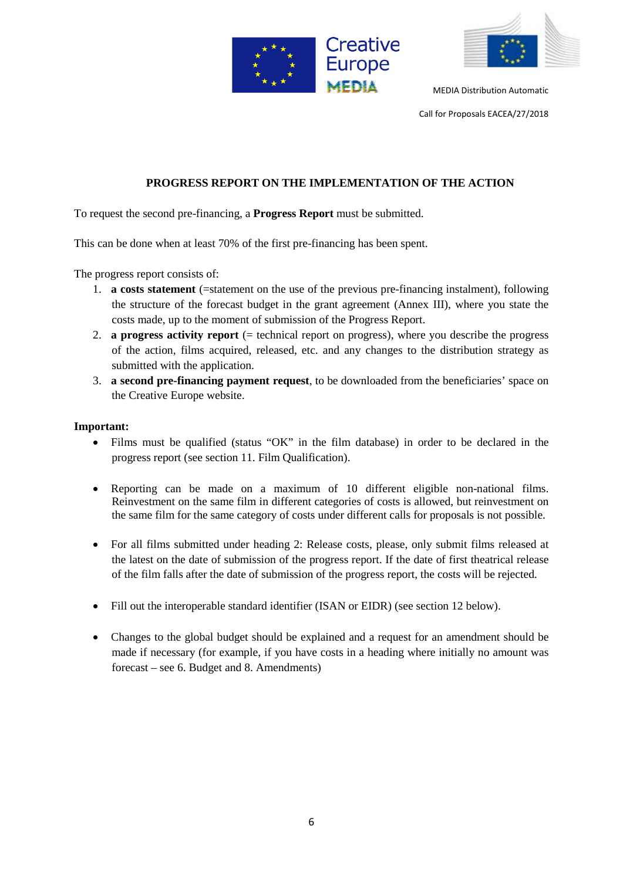## PROGRESS REPORT ON THE IMPLEMENTATION OF THE ACTION

To request the second pre-financing, a **Progress Report** must be submitted.

This can be done when at least 70% of the first pre-financing has been spent.

The progress report consists of:

1. **a costs statement** (=statement on the use of the previous pre-financing instalment), following the structure of the forecast budget in the grant agreement (Annex III), where you state the costs made, up to the moment of submission of the Progress Report.
2. **a progress activity report** (= technical report on progress), where you describe the progress of the action, films acquired, released, etc. and any changes to the distribution strategy as submitted with the application.
3. **a second pre-financing payment request**, to be downloaded from the beneficiaries' space on the Creative Europe website.

**Important:**

- Films must be qualified (status "OK" in the film database) in order to be declared in the progress report (see section 11. Film Qualification).
- Reporting can be made on a maximum of 10 different eligible non-national films. Reinvestment on the same film in different categories of costs is allowed, but reinvestment on the same film for the same category of costs under different calls for proposals is not possible.
- For all films submitted under heading 2: Release costs, please, only submit films released at the latest on the date of submission of the progress report. If the date of first theatrical release of the film falls after the date of submission of the progress report, the costs will be rejected.
- Fill out the interoperable standard identifier (ISAN or EIDR) (see section 12 below).
- Changes to the global budget should be explained and a request for an amendment should be made if necessary (for example, if you have costs in a heading where initially no amount was forecast – see 6. Budget and 8. Amendments)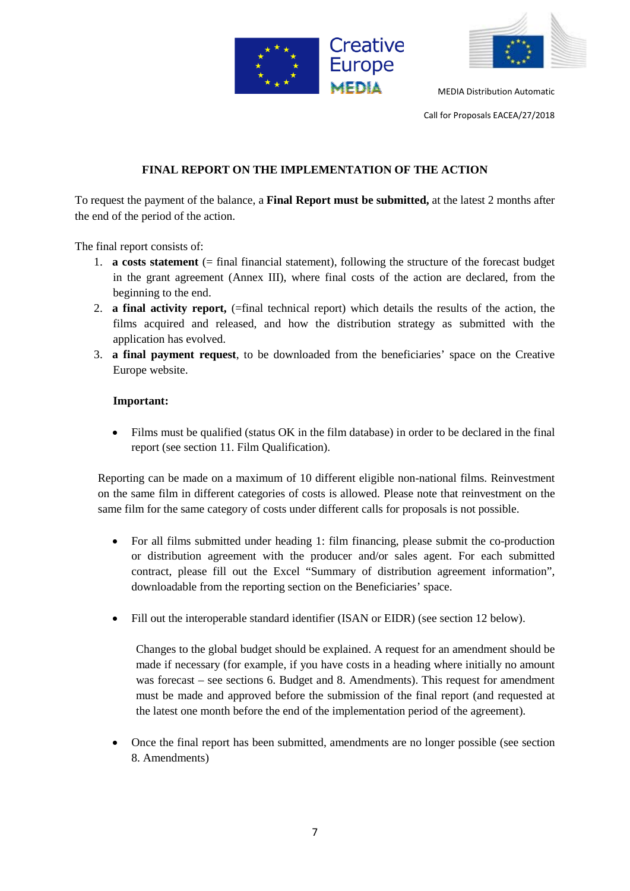## FINAL REPORT ON THE IMPLEMENTATION OF THE ACTION

To request the payment of the balance, a **Final Report must be submitted,** at the latest 2 months after the end of the period of the action.

The final report consists of:

1. **a costs statement** (= final financial statement), following the structure of the forecast budget in the grant agreement (Annex III), where final costs of the action are declared, from the beginning to the end.
2. **a final activity report,** (=final technical report) which details the results of the action, the films acquired and released, and how the distribution strategy as submitted with the application has evolved.
3. **a final payment request**, to be downloaded from the beneficiaries' space on the Creative Europe website.

**Important:**

- Films must be qualified (status OK in the film database) in order to be declared in the final report (see section 11. Film Qualification).

Reporting can be made on a maximum of 10 different eligible non-national films. Reinvestment on the same film in different categories of costs is allowed. Please note that reinvestment on the same film for the same category of costs under different calls for proposals is not possible.

- For all films submitted under heading 1: film financing, please submit the co-production or distribution agreement with the producer and/or sales agent. For each submitted contract, please fill out the Excel "Summary of distribution agreement information", downloadable from the reporting section on the Beneficiaries' space.

- Fill out the interoperable standard identifier (ISAN or EIDR) (see section 12 below).

  Changes to the global budget should be explained. A request for an amendment should be made if necessary (for example, if you have costs in a heading where initially no amount was forecast – see sections 6. Budget and 8. Amendments). This request for amendment must be made and approved before the submission of the final report (and requested at the latest one month before the end of the implementation period of the agreement).

- Once the final report has been submitted, amendments are no longer possible (see section 8. Amendments)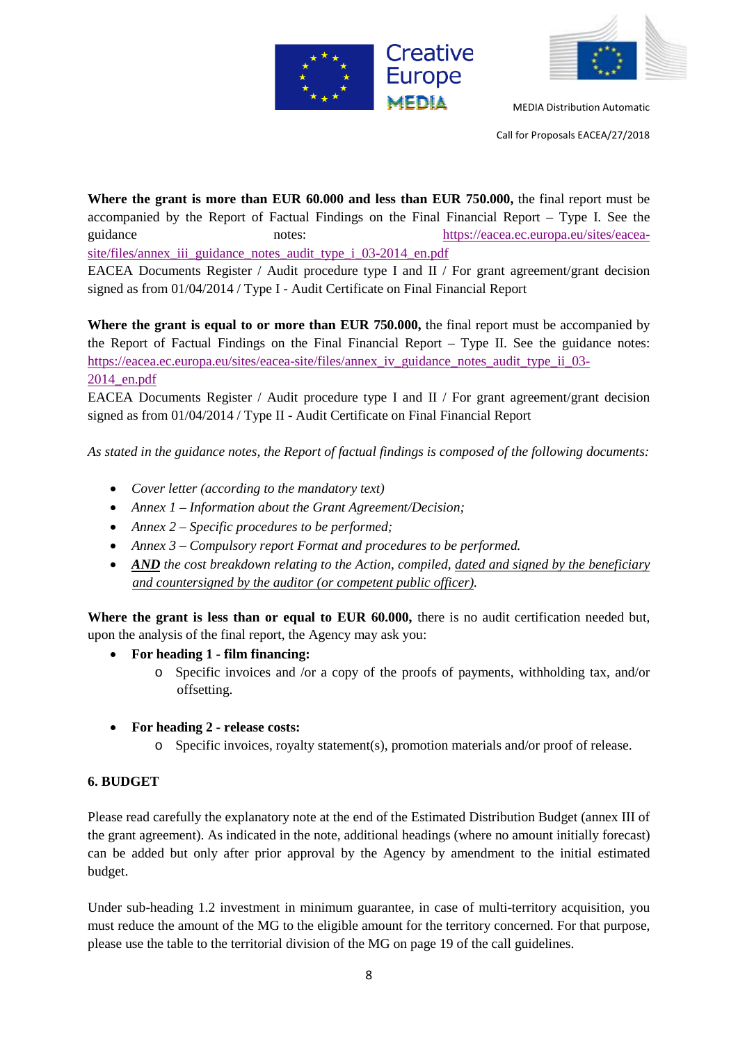**Where the grant is more than EUR 60.000 and less than EUR 750.000,** the final report must be accompanied by the Report of Factual Findings on the Final Financial Report – Type I. See the guidance notes: https://eacea.ec.europa.eu/sites/eacea-site/files/annex_iii_guidance_notes_audit_type_i_03-2014_en.pdf
EACEA Documents Register / Audit procedure type I and II / For grant agreement/grant decision signed as from 01/04/2014 / Type I - Audit Certificate on Final Financial Report

**Where the grant is equal to or more than EUR 750.000,** the final report must be accompanied by the Report of Factual Findings on the Final Financial Report – Type II. See the guidance notes: https://eacea.ec.europa.eu/sites/eacea-site/files/annex_iv_guidance_notes_audit_type_ii_03-2014_en.pdf
EACEA Documents Register / Audit procedure type I and II / For grant agreement/grant decision signed as from 01/04/2014 / Type II - Audit Certificate on Final Financial Report

*As stated in the guidance notes, the Report of factual findings is composed of the following documents:*

- *Cover letter (according to the mandatory text)*
- *Annex 1 – Information about the Grant Agreement/Decision;*
- *Annex 2 – Specific procedures to be performed;*
- *Annex 3 – Compulsory report Format and procedures to be performed.*
- ***AND** the cost breakdown relating to the Action, compiled, dated and signed by the beneficiary and countersigned by the auditor (or competent public officer).*

**Where the grant is less than or equal to EUR 60.000,** there is no audit certification needed but, upon the analysis of the final report, the Agency may ask you:

- **For heading 1 - film financing:**
  - Specific invoices and /or a copy of the proofs of payments, withholding tax, and/or offsetting.
- **For heading 2 - release costs:**
  - Specific invoices, royalty statement(s), promotion materials and/or proof of release.

## 6. BUDGET

Please read carefully the explanatory note at the end of the Estimated Distribution Budget (annex III of the grant agreement). As indicated in the note, additional headings (where no amount initially forecast) can be added but only after prior approval by the Agency by amendment to the initial estimated budget.

Under sub-heading 1.2 investment in minimum guarantee, in case of multi-territory acquisition, you must reduce the amount of the MG to the eligible amount for the territory concerned. For that purpose, please use the table to the territorial division of the MG on page 19 of the call guidelines.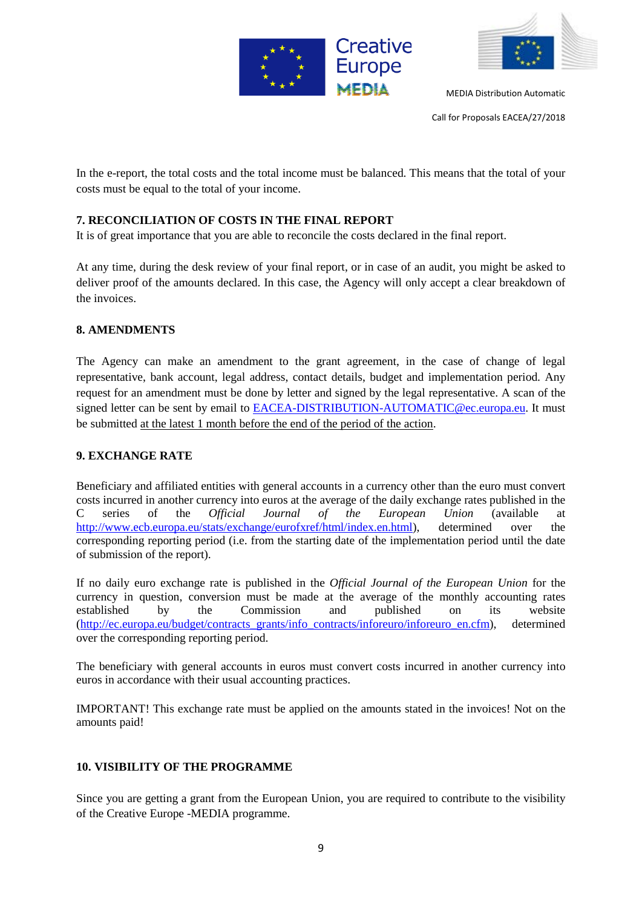In the e-report, the total costs and the total income must be balanced. This means that the total of your costs must be equal to the total of your income.

## 7. RECONCILIATION OF COSTS IN THE FINAL REPORT

It is of great importance that you are able to reconcile the costs declared in the final report.

At any time, during the desk review of your final report, or in case of an audit, you might be asked to deliver proof of the amounts declared. In this case, the Agency will only accept a clear breakdown of the invoices.

## 8. AMENDMENTS

The Agency can make an amendment to the grant agreement, in the case of change of legal representative, bank account, legal address, contact details, budget and implementation period. Any request for an amendment must be done by letter and signed by the legal representative. A scan of the signed letter can be sent by email to EACEA-DISTRIBUTION-AUTOMATIC@ec.europa.eu. It must be submitted at the latest 1 month before the end of the period of the action.

## 9. EXCHANGE RATE

Beneficiary and affiliated entities with general accounts in a currency other than the euro must convert costs incurred in another currency into euros at the average of the daily exchange rates published in the C series of the *Official Journal of the European Union* (available at http://www.ecb.europa.eu/stats/exchange/eurofxref/html/index.en.html), determined over the corresponding reporting period (i.e. from the starting date of the implementation period until the date of submission of the report).

If no daily euro exchange rate is published in the *Official Journal of the European Union* for the currency in question, conversion must be made at the average of the monthly accounting rates established by the Commission and published on its website (http://ec.europa.eu/budget/contracts_grants/info_contracts/inforeuro/inforeuro_en.cfm), determined over the corresponding reporting period.

The beneficiary with general accounts in euros must convert costs incurred in another currency into euros in accordance with their usual accounting practices.

IMPORTANT! This exchange rate must be applied on the amounts stated in the invoices! Not on the amounts paid!

## 10. VISIBILITY OF THE PROGRAMME

Since you are getting a grant from the European Union, you are required to contribute to the visibility of the Creative Europe -MEDIA programme.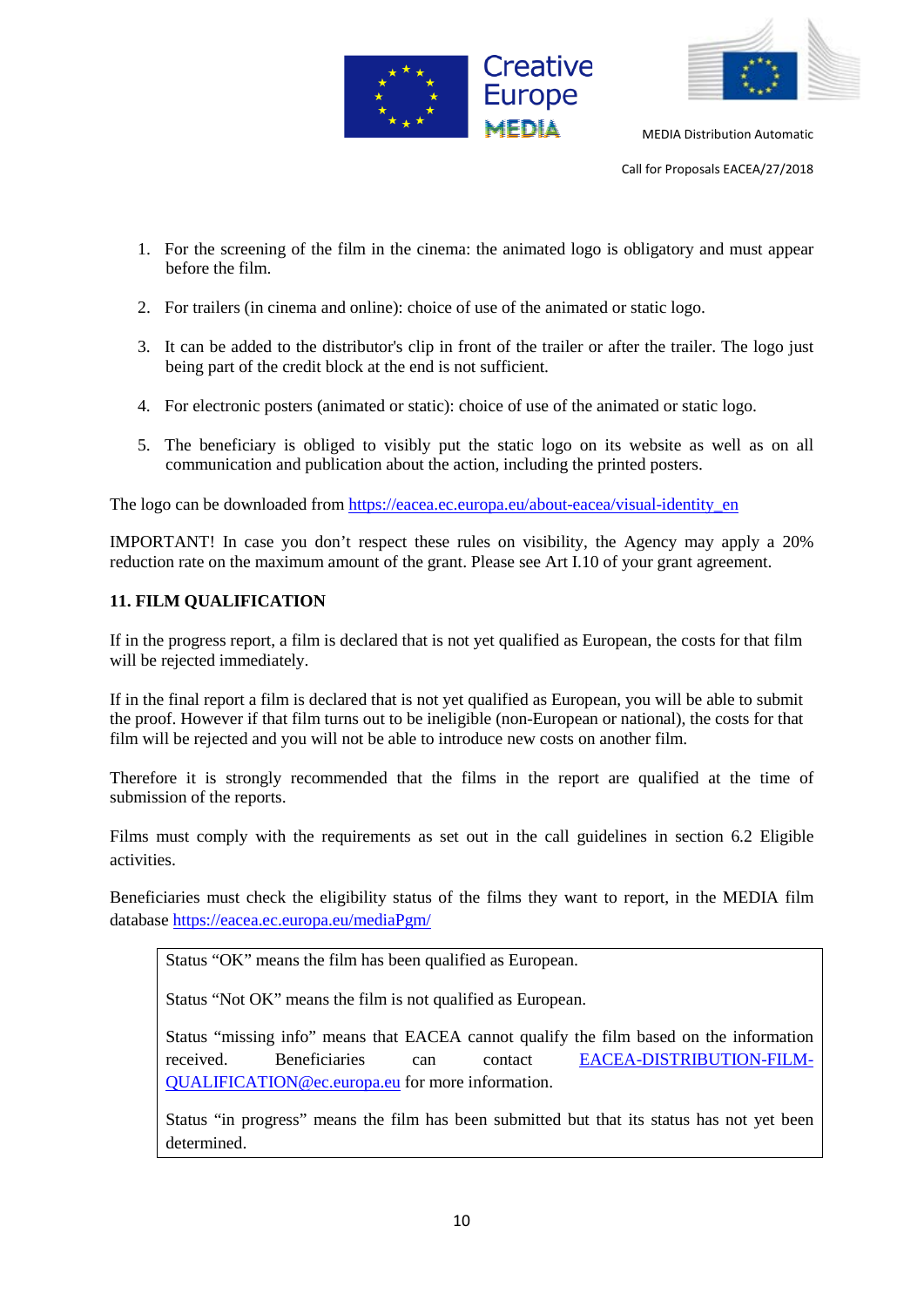1. For the screening of the film in the cinema: the animated logo is obligatory and must appear before the film.

2. For trailers (in cinema and online): choice of use of the animated or static logo.

3. It can be added to the distributor's clip in front of the trailer or after the trailer. The logo just being part of the credit block at the end is not sufficient.

4. For electronic posters (animated or static): choice of use of the animated or static logo.

5. The beneficiary is obliged to visibly put the static logo on its website as well as on all communication and publication about the action, including the printed posters.

The logo can be downloaded from https://eacea.ec.europa.eu/about-eacea/visual-identity_en

IMPORTANT! In case you don't respect these rules on visibility, the Agency may apply a 20% reduction rate on the maximum amount of the grant. Please see Art I.10 of your grant agreement.

## 11. FILM QUALIFICATION

If in the progress report, a film is declared that is not yet qualified as European, the costs for that film will be rejected immediately.

If in the final report a film is declared that is not yet qualified as European, you will be able to submit the proof. However if that film turns out to be ineligible (non-European or national), the costs for that film will be rejected and you will not be able to introduce new costs on another film.

Therefore it is strongly recommended that the films in the report are qualified at the time of submission of the reports.

Films must comply with the requirements as set out in the call guidelines in section 6.2 Eligible activities.

Beneficiaries must check the eligibility status of the films they want to report, in the MEDIA film database https://eacea.ec.europa.eu/mediaPgm/

> Status "OK" means the film has been qualified as European.
>
> Status "Not OK" means the film is not qualified as European.
>
> Status "missing info" means that EACEA cannot qualify the film based on the information received. Beneficiaries can contact EACEA-DISTRIBUTION-FILM-QUALIFICATION@ec.europa.eu for more information.
>
> Status "in progress" means the film has been submitted but that its status has not yet been determined.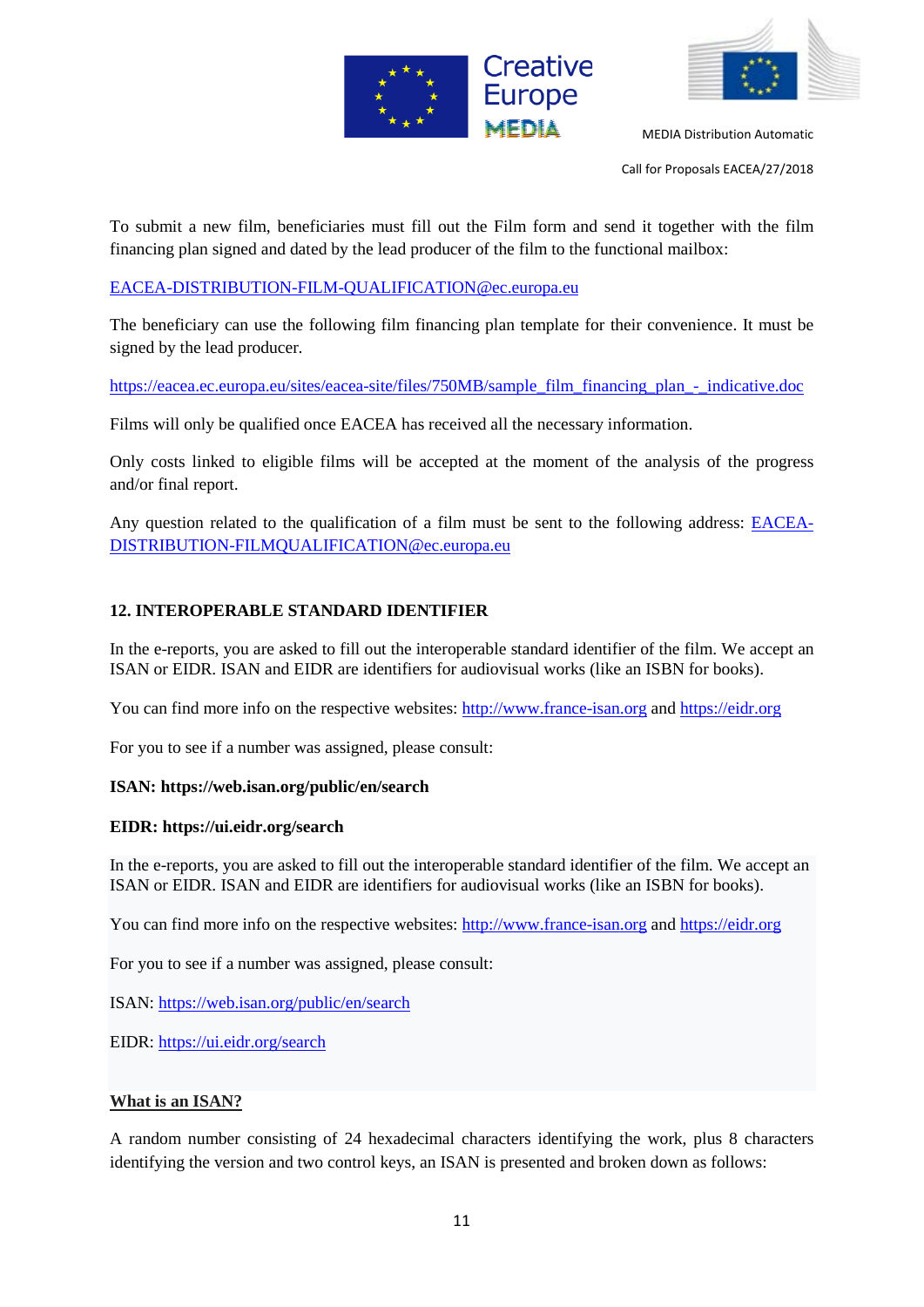To submit a new film, beneficiaries must fill out the Film form and send it together with the film financing plan signed and dated by the lead producer of the film to the functional mailbox:

EACEA-DISTRIBUTION-FILM-QUALIFICATION@ec.europa.eu

The beneficiary can use the following film financing plan template for their convenience. It must be signed by the lead producer.

https://eacea.ec.europa.eu/sites/eacea-site/files/750MB/sample_film_financing_plan_-_indicative.doc

Films will only be qualified once EACEA has received all the necessary information.

Only costs linked to eligible films will be accepted at the moment of the analysis of the progress and/or final report.

Any question related to the qualification of a film must be sent to the following address: EACEA-DISTRIBUTION-FILMQUALIFICATION@ec.europa.eu

## 12. INTEROPERABLE STANDARD IDENTIFIER

In the e-reports, you are asked to fill out the interoperable standard identifier of the film. We accept an ISAN or EIDR. ISAN and EIDR are identifiers for audiovisual works (like an ISBN for books).

You can find more info on the respective websites: http://www.france-isan.org and https://eidr.org

For you to see if a number was assigned, please consult:

**ISAN: https://web.isan.org/public/en/search**

**EIDR: https://ui.eidr.org/search**

In the e-reports, you are asked to fill out the interoperable standard identifier of the film. We accept an ISAN or EIDR. ISAN and EIDR are identifiers for audiovisual works (like an ISBN for books).

You can find more info on the respective websites: http://www.france-isan.org and https://eidr.org

For you to see if a number was assigned, please consult:

ISAN: https://web.isan.org/public/en/search

EIDR: https://ui.eidr.org/search

**What is an ISAN?**

A random number consisting of 24 hexadecimal characters identifying the work, plus 8 characters identifying the version and two control keys, an ISAN is presented and broken down as follows: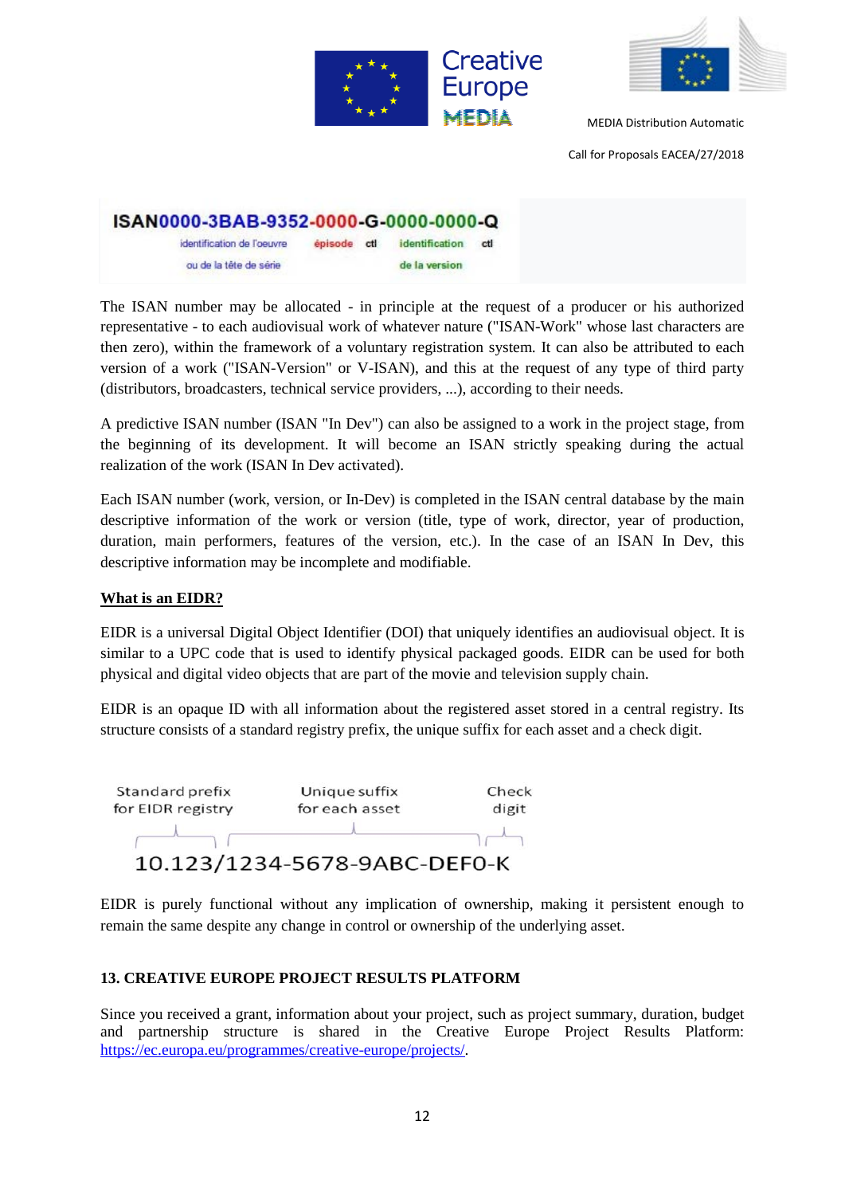ISAN0000-3BAB-9352-0000-G-0000-0000-Q

identification de l'oeuvre ou de la tête de série — épisode — ctl — identification de la version — ctl

The ISAN number may be allocated - in principle at the request of a producer or his authorized representative - to each audiovisual work of whatever nature ("ISAN-Work" whose last characters are then zero), within the framework of a voluntary registration system. It can also be attributed to each version of a work ("ISAN-Version" or V-ISAN), and this at the request of any type of third party (distributors, broadcasters, technical service providers, ...), according to their needs.

A predictive ISAN number (ISAN "In Dev") can also be assigned to a work in the project stage, from the beginning of its development. It will become an ISAN strictly speaking during the actual realization of the work (ISAN In Dev activated).

Each ISAN number (work, version, or In-Dev) is completed in the ISAN central database by the main descriptive information of the work or version (title, type of work, director, year of production, duration, main performers, features of the version, etc.). In the case of an ISAN In Dev, this descriptive information may be incomplete and modifiable.

**What is an EIDR?**

EIDR is a universal Digital Object Identifier (DOI) that uniquely identifies an audiovisual object. It is similar to a UPC code that is used to identify physical packaged goods. EIDR can be used for both physical and digital video objects that are part of the movie and television supply chain.

EIDR is an opaque ID with all information about the registered asset stored in a central registry. Its structure consists of a standard registry prefix, the unique suffix for each asset and a check digit.

Standard prefix for EIDR registry — Unique suffix for each asset — Check digit

10.123/1234-5678-9ABC-DEF0-K

EIDR is purely functional without any implication of ownership, making it persistent enough to remain the same despite any change in control or ownership of the underlying asset.

## 13. CREATIVE EUROPE PROJECT RESULTS PLATFORM

Since you received a grant, information about your project, such as project summary, duration, budget and partnership structure is shared in the Creative Europe Project Results Platform: https://ec.europa.eu/programmes/creative-europe/projects/.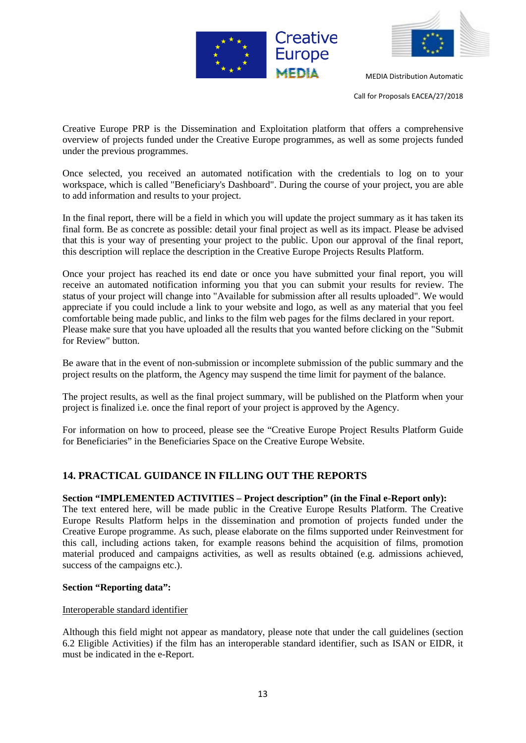Creative Europe PRP is the Dissemination and Exploitation platform that offers a comprehensive overview of projects funded under the Creative Europe programmes, as well as some projects funded under the previous programmes.

Once selected, you received an automated notification with the credentials to log on to your workspace, which is called "Beneficiary's Dashboard". During the course of your project, you are able to add information and results to your project.

In the final report, there will be a field in which you will update the project summary as it has taken its final form. Be as concrete as possible: detail your final project as well as its impact. Please be advised that this is your way of presenting your project to the public. Upon our approval of the final report, this description will replace the description in the Creative Europe Projects Results Platform.

Once your project has reached its end date or once you have submitted your final report, you will receive an automated notification informing you that you can submit your results for review. The status of your project will change into "Available for submission after all results uploaded". We would appreciate if you could include a link to your website and logo, as well as any material that you feel comfortable being made public, and links to the film web pages for the films declared in your report. Please make sure that you have uploaded all the results that you wanted before clicking on the "Submit for Review" button.

Be aware that in the event of non-submission or incomplete submission of the public summary and the project results on the platform, the Agency may suspend the time limit for payment of the balance.

The project results, as well as the final project summary, will be published on the Platform when your project is finalized i.e. once the final report of your project is approved by the Agency.

For information on how to proceed, please see the "Creative Europe Project Results Platform Guide for Beneficiaries" in the Beneficiaries Space on the Creative Europe Website.

## 14. PRACTICAL GUIDANCE IN FILLING OUT THE REPORTS

**Section "IMPLEMENTED ACTIVITIES – Project description" (in the Final e-Report only):**
The text entered here, will be made public in the Creative Europe Results Platform. The Creative Europe Results Platform helps in the dissemination and promotion of projects funded under the Creative Europe programme. As such, please elaborate on the films supported under Reinvestment for this call, including actions taken, for example reasons behind the acquisition of films, promotion material produced and campaigns activities, as well as results obtained (e.g. admissions achieved, success of the campaigns etc.).

**Section "Reporting data":**

Interoperable standard identifier

Although this field might not appear as mandatory, please note that under the call guidelines (section 6.2 Eligible Activities) if the film has an interoperable standard identifier, such as ISAN or EIDR, it must be indicated in the e-Report.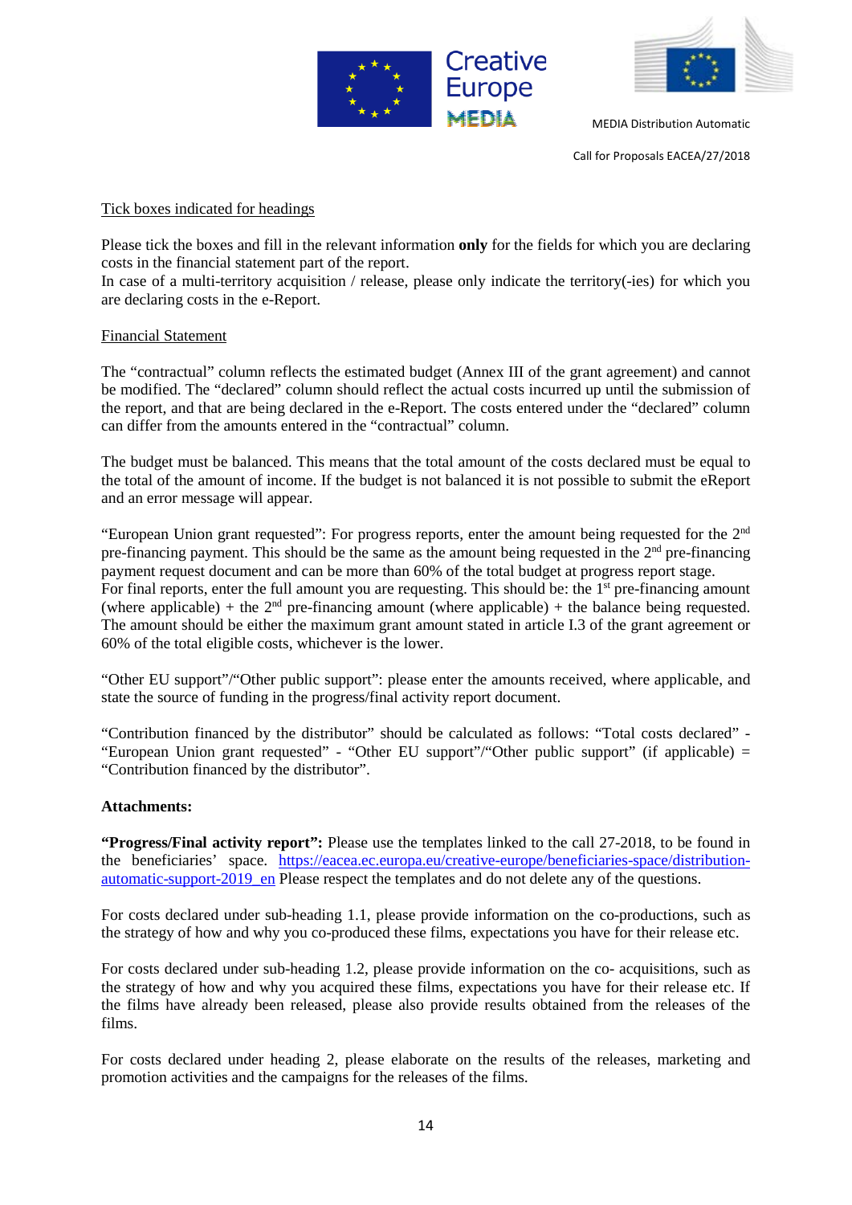Tick boxes indicated for headings

Please tick the boxes and fill in the relevant information **only** for the fields for which you are declaring costs in the financial statement part of the report.
In case of a multi-territory acquisition / release, please only indicate the territory(-ies) for which you are declaring costs in the e-Report.

Financial Statement

The "contractual" column reflects the estimated budget (Annex III of the grant agreement) and cannot be modified. The "declared" column should reflect the actual costs incurred up until the submission of the report, and that are being declared in the e-Report. The costs entered under the "declared" column can differ from the amounts entered in the "contractual" column.

The budget must be balanced. This means that the total amount of the costs declared must be equal to the total of the amount of income. If the budget is not balanced it is not possible to submit the eReport and an error message will appear.

"European Union grant requested": For progress reports, enter the amount being requested for the 2nd pre-financing payment. This should be the same as the amount being requested in the 2nd pre-financing payment request document and can be more than 60% of the total budget at progress report stage.
For final reports, enter the full amount you are requesting. This should be: the 1st pre-financing amount (where applicable) + the 2nd pre-financing amount (where applicable) + the balance being requested. The amount should be either the maximum grant amount stated in article I.3 of the grant agreement or 60% of the total eligible costs, whichever is the lower.

"Other EU support"/"Other public support": please enter the amounts received, where applicable, and state the source of funding in the progress/final activity report document.

"Contribution financed by the distributor" should be calculated as follows: "Total costs declared" - "European Union grant requested" - "Other EU support"/"Other public support" (if applicable) = "Contribution financed by the distributor".

**Attachments:**

**"Progress/Final activity report":** Please use the templates linked to the call 27-2018, to be found in the beneficiaries' space. https://eacea.ec.europa.eu/creative-europe/beneficiaries-space/distribution-automatic-support-2019_en Please respect the templates and do not delete any of the questions.

For costs declared under sub-heading 1.1, please provide information on the co-productions, such as the strategy of how and why you co-produced these films, expectations you have for their release etc.

For costs declared under sub-heading 1.2, please provide information on the co- acquisitions, such as the strategy of how and why you acquired these films, expectations you have for their release etc. If the films have already been released, please also provide results obtained from the releases of the films.

For costs declared under heading 2, please elaborate on the results of the releases, marketing and promotion activities and the campaigns for the releases of the films.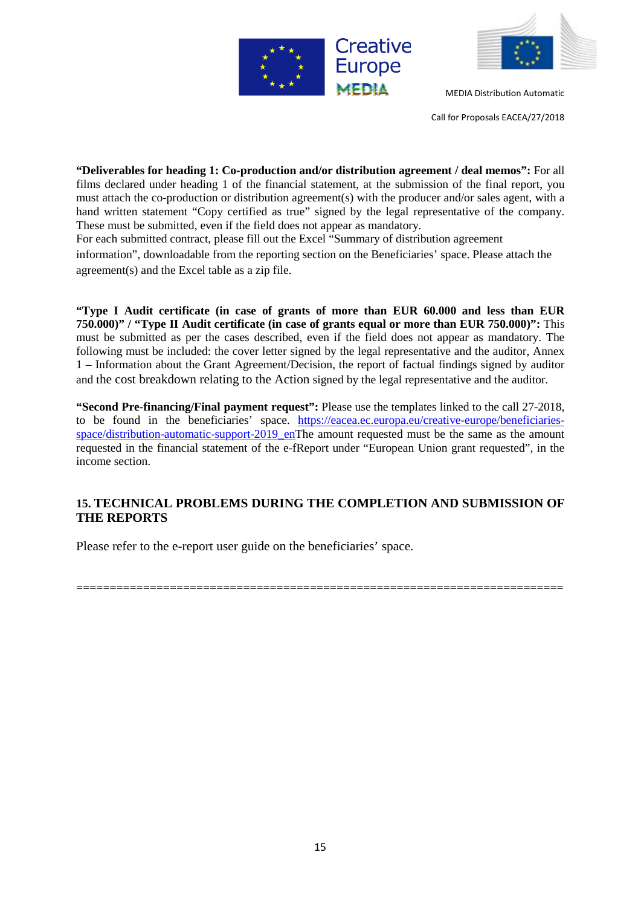**"Deliverables for heading 1: Co-production and/or distribution agreement / deal memos":** For all films declared under heading 1 of the financial statement, at the submission of the final report, you must attach the co-production or distribution agreement(s) with the producer and/or sales agent, with a hand written statement "Copy certified as true" signed by the legal representative of the company. These must be submitted, even if the field does not appear as mandatory.
For each submitted contract, please fill out the Excel "Summary of distribution agreement information", downloadable from the reporting section on the Beneficiaries' space. Please attach the agreement(s) and the Excel table as a zip file.

**"Type I Audit certificate (in case of grants of more than EUR 60.000 and less than EUR 750.000)" / "Type II Audit certificate (in case of grants equal or more than EUR 750.000)":** This must be submitted as per the cases described, even if the field does not appear as mandatory. The following must be included: the cover letter signed by the legal representative and the auditor, Annex 1 – Information about the Grant Agreement/Decision, the report of factual findings signed by auditor and the cost breakdown relating to the Action signed by the legal representative and the auditor.

**"Second Pre-financing/Final payment request":** Please use the templates linked to the call 27-2018, to be found in the beneficiaries' space. https://eacea.ec.europa.eu/creative-europe/beneficiaries-space/distribution-automatic-support-2019_enThe amount requested must be the same as the amount requested in the financial statement of the e-fReport under "European Union grant requested", in the income section.

## 15. TECHNICAL PROBLEMS DURING THE COMPLETION AND SUBMISSION OF THE REPORTS

Please refer to the e-report user guide on the beneficiaries' space.

========================================================================